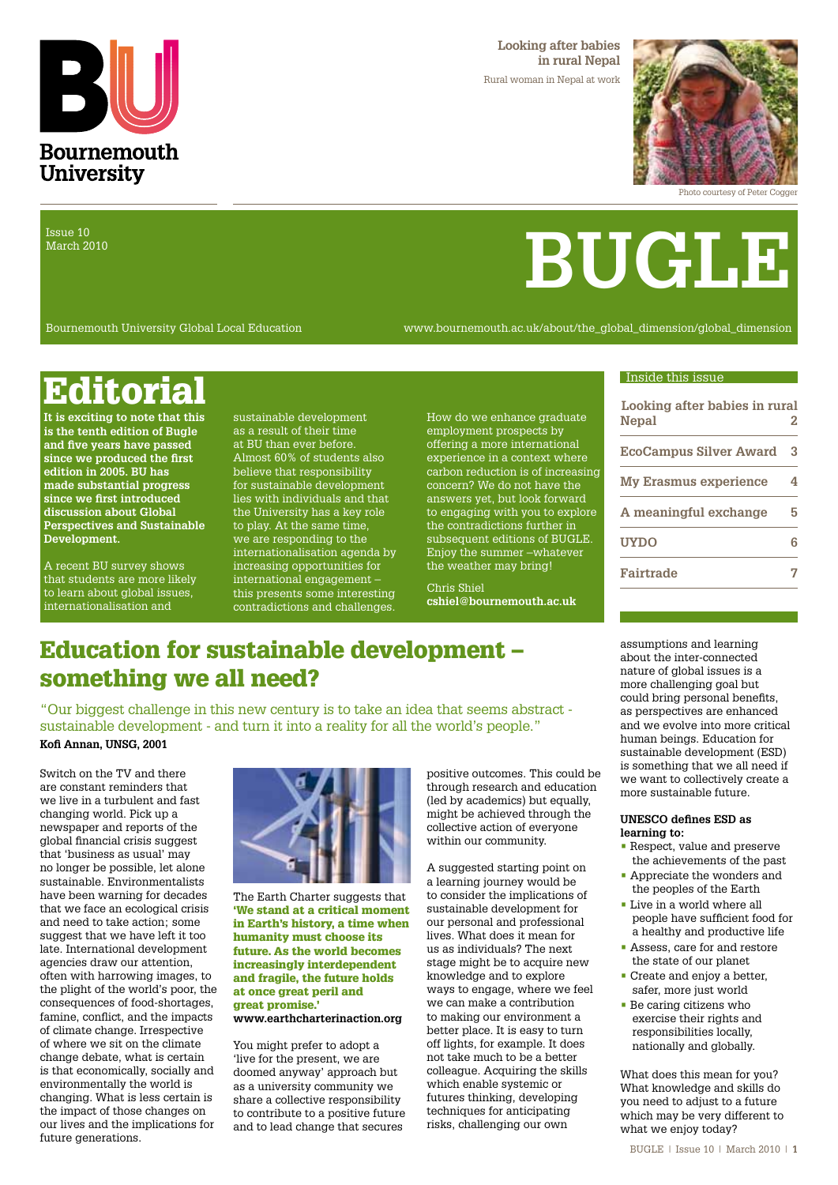Bournemouth University

**Looking after babies in rural Nepal**

Rural woman in Nepal at work

Photo courtesy of Peter Cogger

Issue 10
March 2010

# BUGLE

Bournemouth University Global Local Education

www.bournemouth.ac.uk/about/the_global_dimension/global_dimension

## Editorial

**It is exciting to note that this is the tenth edition of Bugle and five years have passed since we produced the first edition in 2005. BU has made substantial progress since we first introduced discussion about Global Perspectives and Sustainable Development.**

A recent BU survey shows that students are more likely to learn about global issues, internationalisation and sustainable development as a result of their time at BU than ever before. Almost 60% of students also believe that responsibility for sustainable development lies with individuals and that the University has a key role to play. At the same time, we are responding to the internationalisation agenda by increasing opportunities for international engagement – this presents some interesting contradictions and challenges.

How do we enhance graduate employment prospects by offering a more international experience in a context where carbon reduction is of increasing concern? We do not have the answers yet, but look forward to engaging with you to explore the contradictions further in subsequent editions of BUGLE. Enjoy the summer –whatever the weather may bring!

Chris Shiel
**cshiel@bournemouth.ac.uk**

### Inside this issue

| | |
|---|---|
| Looking after babies in rural Nepal | 2 |
| EcoCampus Silver Award | 3 |
| My Erasmus experience | 4 |
| A meaningful exchange | 5 |
| UYDO | 6 |
| Fairtrade | 7 |

## Education for sustainable development – something we all need?

"Our biggest challenge in this new century is to take an idea that seems abstract - sustainable development - and turn it into a reality for all the world's people."
**Kofi Annan, UNSG, 2001**

Switch on the TV and there are constant reminders that we live in a turbulent and fast changing world. Pick up a newspaper and reports of the global financial crisis suggest that 'business as usual' may no longer be possible, let alone sustainable. Environmentalists have been warning for decades that we face an ecological crisis and need to take action; some suggest that we have left it too late. International development agencies draw our attention, often with harrowing images, to the plight of the world's poor, the consequences of food-shortages, famine, conflict, and the impacts of climate change. Irrespective of where we sit on the climate change debate, what is certain is that economically, socially and environmentally the world is changing. What is less certain is the impact of those changes on our lives and the implications for future generations.

The Earth Charter suggests that **'We stand at a critical moment in Earth's history, a time when humanity must choose its future. As the world becomes increasingly interdependent and fragile, the future holds at once great peril and great promise.'**
**www.earthcharterinaction.org**

You might prefer to adopt a 'live for the present, we are doomed anyway' approach but as a university community we share a collective responsibility to contribute to a positive future and to lead change that secures positive outcomes. This could be through research and education (led by academics) but equally, might be achieved through the collective action of everyone within our community.

A suggested starting point on a learning journey would be to consider the implications of sustainable development for our personal and professional lives. What does it mean for us as individuals? The next stage might be to acquire new knowledge and to explore ways to engage, where we feel we can make a contribution to making our environment a better place. It is easy to turn off lights, for example. It does not take much to be a better colleague. Acquiring the skills which enable systemic or futures thinking, developing techniques for anticipating risks, challenging our own assumptions and learning about the inter-connected nature of global issues is a more challenging goal but could bring personal benefits, as perspectives are enhanced and we evolve into more critical human beings. Education for sustainable development (ESD) is something that we all need if we want to collectively create a more sustainable future.

**UNESCO defines ESD as learning to:**

- Respect, value and preserve the achievements of the past
- Appreciate the wonders and the peoples of the Earth
- Live in a world where all people have sufficient food for a healthy and productive life
- Assess, care for and restore the state of our planet
- Create and enjoy a better, safer, more just world
- Be caring citizens who exercise their rights and responsibilities locally, nationally and globally.

What does this mean for you? What knowledge and skills do you need to adjust to a future which may be very different to what we enjoy today?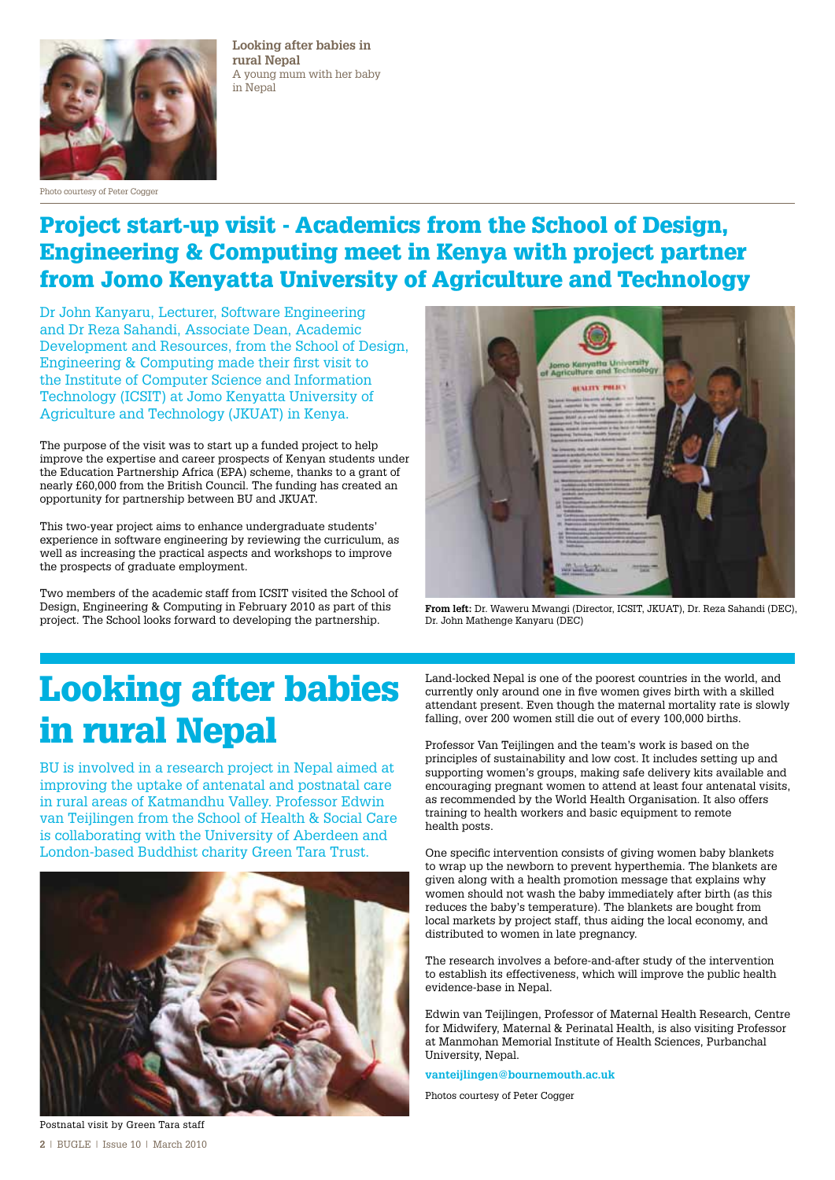**Looking after babies in rural Nepal**
A young mum with her baby in Nepal

Photo courtesy of Peter Cogger

## Project start-up visit - Academics from the School of Design, Engineering & Computing meet in Kenya with project partner from Jomo Kenyatta University of Agriculture and Technology

Dr John Kanyaru, Lecturer, Software Engineering and Dr Reza Sahandi, Associate Dean, Academic Development and Resources, from the School of Design, Engineering & Computing made their first visit to the Institute of Computer Science and Information Technology (ICSIT) at Jomo Kenyatta University of Agriculture and Technology (JKUAT) in Kenya.

The purpose of the visit was to start up a funded project to help improve the expertise and career prospects of Kenyan students under the Education Partnership Africa (EPA) scheme, thanks to a grant of nearly £60,000 from the British Council. The funding has created an opportunity for partnership between BU and JKUAT.

This two-year project aims to enhance undergraduate students' experience in software engineering by reviewing the curriculum, as well as increasing the practical aspects and workshops to improve the prospects of graduate employment.

Two members of the academic staff from ICSIT visited the School of Design, Engineering & Computing in February 2010 as part of this project. The School looks forward to developing the partnership.

**From left:** Dr. Waweru Mwangi (Director, ICSIT, JKUAT), Dr. Reza Sahandi (DEC), Dr. John Mathenge Kanyaru (DEC)

# Looking after babies in rural Nepal

BU is involved in a research project in Nepal aimed at improving the uptake of antenatal and postnatal care in rural areas of Katmandhu Valley. Professor Edwin van Teijlingen from the School of Health & Social Care is collaborating with the University of Aberdeen and London-based Buddhist charity Green Tara Trust.

Postnatal visit by Green Tara staff

Land-locked Nepal is one of the poorest countries in the world, and currently only around one in five women gives birth with a skilled attendant present. Even though the maternal mortality rate is slowly falling, over 200 women still die out of every 100,000 births.

Professor Van Teijlingen and the team's work is based on the principles of sustainability and low cost. It includes setting up and supporting women's groups, making safe delivery kits available and encouraging pregnant women to attend at least four antenatal visits, as recommended by the World Health Organisation. It also offers training to health workers and basic equipment to remote health posts.

One specific intervention consists of giving women baby blankets to wrap up the newborn to prevent hyperthemia. The blankets are given along with a health promotion message that explains why women should not wash the baby immediately after birth (as this reduces the baby's temperature). The blankets are bought from local markets by project staff, thus aiding the local economy, and distributed to women in late pregnancy.

The research involves a before-and-after study of the intervention to establish its effectiveness, which will improve the public health evidence-base in Nepal.

Edwin van Teijlingen, Professor of Maternal Health Research, Centre for Midwifery, Maternal & Perinatal Health, is also visiting Professor at Manmohan Memorial Institute of Health Sciences, Purbanchal University, Nepal.

**vanteijlingen@bournemouth.ac.uk**

Photos courtesy of Peter Cogger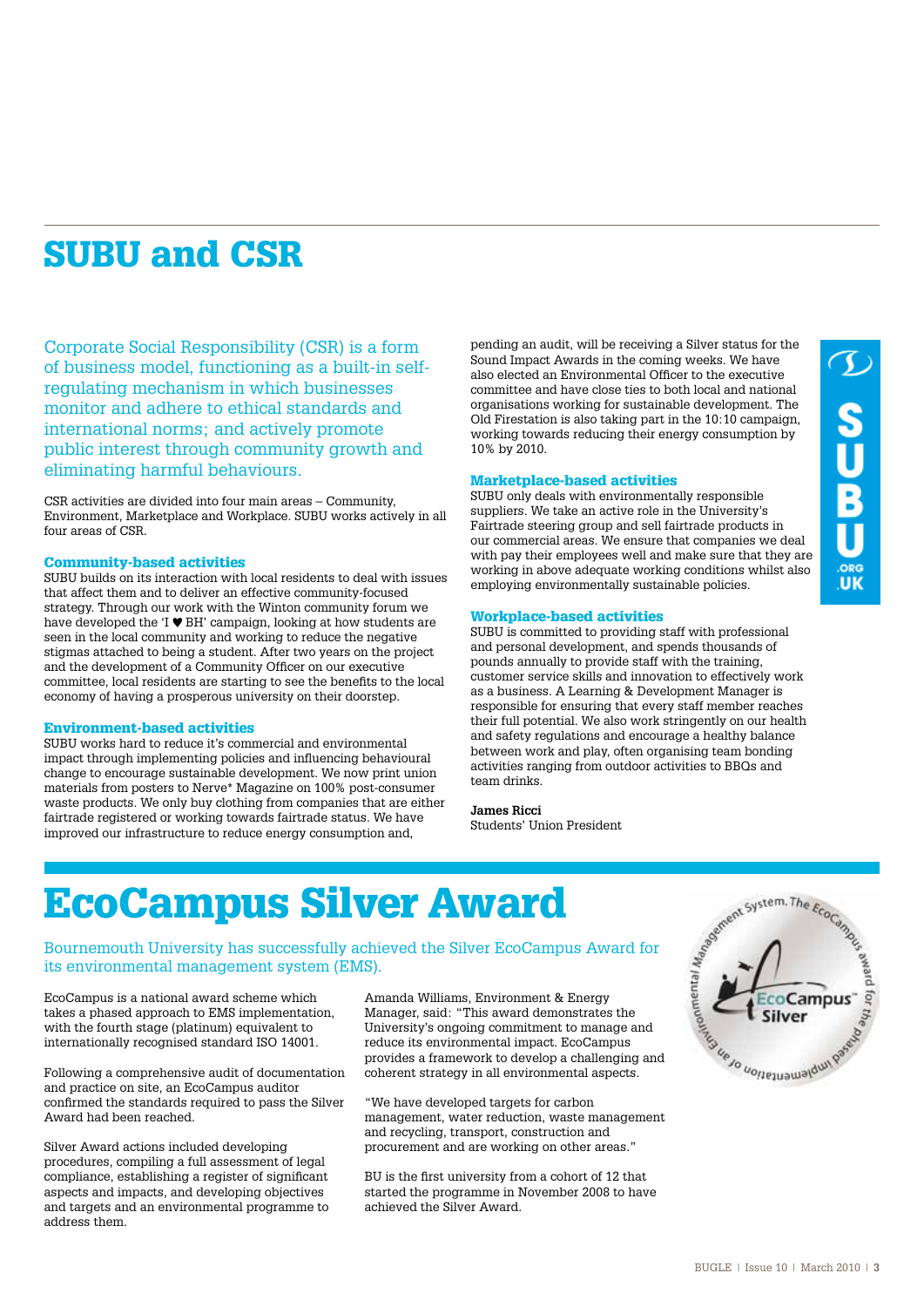# SUBU and CSR

Corporate Social Responsibility (CSR) is a form of business model, functioning as a built-in self-regulating mechanism in which businesses monitor and adhere to ethical standards and international norms; and actively promote public interest through community growth and eliminating harmful behaviours.

CSR activities are divided into four main areas – Community, Environment, Marketplace and Workplace. SUBU works actively in all four areas of CSR.

### Community-based activities

SUBU builds on its interaction with local residents to deal with issues that affect them and to deliver an effective community-focused strategy. Through our work with the Winton community forum we have developed the 'I ♥ BH' campaign, looking at how students are seen in the local community and working to reduce the negative stigmas attached to being a student. After two years on the project and the development of a Community Officer on our executive committee, local residents are starting to see the benefits to the local economy of having a prosperous university on their doorstep.

### Environment-based activities

SUBU works hard to reduce it's commercial and environmental impact through implementing policies and influencing behavioural change to encourage sustainable development. We now print union materials from posters to Nerve* Magazine on 100% post-consumer waste products. We only buy clothing from companies that are either fairtrade registered or working towards fairtrade status. We have improved our infrastructure to reduce energy consumption and, pending an audit, will be receiving a Silver status for the Sound Impact Awards in the coming weeks. We have also elected an Environmental Officer to the executive committee and have close ties to both local and national organisations working for sustainable development. The Old Firestation is also taking part in the 10:10 campaign, working towards reducing their energy consumption by 10% by 2010.

### Marketplace-based activities

SUBU only deals with environmentally responsible suppliers. We take an active role in the University's Fairtrade steering group and sell fairtrade products in our commercial areas. We ensure that companies we deal with pay their employees well and make sure that they are working in above adequate working conditions whilst also employing environmentally sustainable policies.

### Workplace-based activities

SUBU is committed to providing staff with professional and personal development, and spends thousands of pounds annually to provide staff with the training, customer service skills and innovation to effectively work as a business. A Learning & Development Manager is responsible for ensuring that every staff member reaches their full potential. We also work stringently on our health and safety regulations and encourage a healthy balance between work and play, often organising team bonding activities ranging from outdoor activities to BBQs and team drinks.

**James Ricci**
Students' Union President

# EcoCampus Silver Award

Bournemouth University has successfully achieved the Silver EcoCampus Award for its environmental management system (EMS).

EcoCampus is a national award scheme which takes a phased approach to EMS implementation, with the fourth stage (platinum) equivalent to internationally recognised standard ISO 14001.

Following a comprehensive audit of documentation and practice on site, an EcoCampus auditor confirmed the standards required to pass the Silver Award had been reached.

Silver Award actions included developing procedures, compiling a full assessment of legal compliance, establishing a register of significant aspects and impacts, and developing objectives and targets and an environmental programme to address them.

Amanda Williams, Environment & Energy Manager, said: "This award demonstrates the University's ongoing commitment to manage and reduce its environmental impact. EcoCampus provides a framework to develop a challenging and coherent strategy in all environmental aspects.

"We have developed targets for carbon management, water reduction, waste management and recycling, transport, construction and procurement and are working on other areas."

BU is the first university from a cohort of 12 that started the programme in November 2008 to have achieved the Silver Award.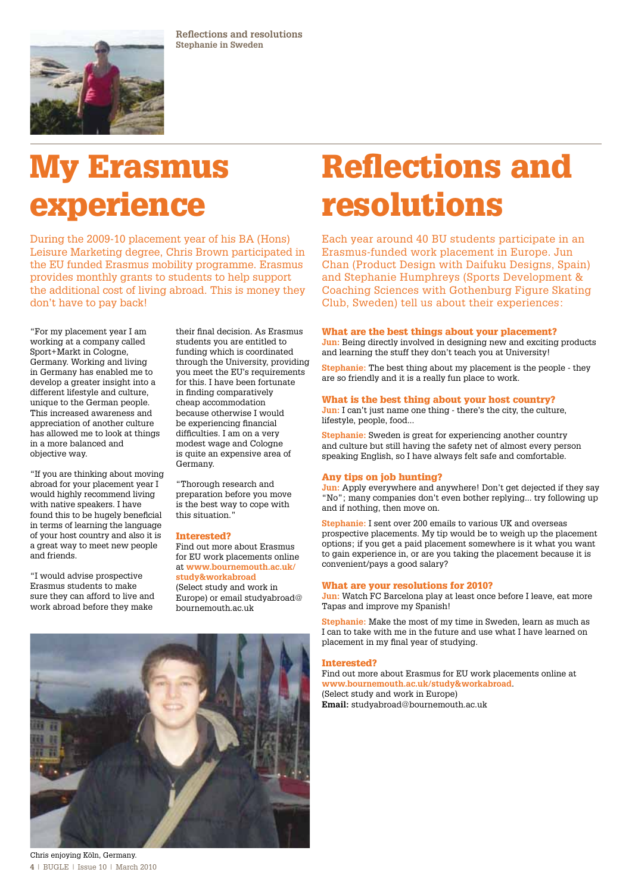Reflections and resolutions
Stephanie in Sweden

# My Erasmus experience

During the 2009-10 placement year of his BA (Hons) Leisure Marketing degree, Chris Brown participated in the EU funded Erasmus mobility programme. Erasmus provides monthly grants to students to help support the additional cost of living abroad. This is money they don't have to pay back!

"For my placement year I am working at a company called Sport+Markt in Cologne, Germany. Working and living in Germany has enabled me to develop a greater insight into a different lifestyle and culture, unique to the German people. This increased awareness and appreciation of another culture has allowed me to look at things in a more balanced and objective way.

"If you are thinking about moving abroad for your placement year I would highly recommend living with native speakers. I have found this to be hugely beneficial in terms of learning the language of your host country and also it is a great way to meet new people and friends.

"I would advise prospective Erasmus students to make sure they can afford to live and work abroad before they make their final decision. As Erasmus students you are entitled to funding which is coordinated through the University, providing you meet the EU's requirements for this. I have been fortunate in finding comparatively cheap accommodation because otherwise I would be experiencing financial difficulties. I am on a very modest wage and Cologne is quite an expensive area of Germany.

"Thorough research and preparation before you move is the best way to cope with this situation."

### Interested?

Find out more about Erasmus for EU work placements online at **www.bournemouth.ac.uk/study&workabroad**
(Select study and work in Europe) or email studyabroad@bournemouth.ac.uk

Chris enjoying Köln, Germany.

# Reflections and resolutions

Each year around 40 BU students participate in an Erasmus-funded work placement in Europe. Jun Chan (Product Design with Daifuku Designs, Spain) and Stephanie Humphreys (Sports Development & Coaching Sciences with Gothenburg Figure Skating Club, Sweden) tell us about their experiences:

### What are the best things about your placement?

**Jun:** Being directly involved in designing new and exciting products and learning the stuff they don't teach you at University!

**Stephanie:** The best thing about my placement is the people - they are so friendly and it is a really fun place to work.

### What is the best thing about your host country?

**Jun:** I can't just name one thing - there's the city, the culture, lifestyle, people, food...

**Stephanie:** Sweden is great for experiencing another country and culture but still having the safety net of almost every person speaking English, so I have always felt safe and comfortable.

### Any tips on job hunting?

**Jun:** Apply everywhere and anywhere! Don't get dejected if they say "No"; many companies don't even bother replying... try following up and if nothing, then move on.

**Stephanie:** I sent over 200 emails to various UK and overseas prospective placements. My tip would be to weigh up the placement options; if you get a paid placement somewhere is it what you want to gain experience in, or are you taking the placement because it is convenient/pays a good salary?

### What are your resolutions for 2010?

**Jun:** Watch FC Barcelona play at least once before I leave, eat more Tapas and improve my Spanish!

**Stephanie:** Make the most of my time in Sweden, learn as much as I can to take with me in the future and use what I have learned on placement in my final year of studying.

### Interested?

Find out more about Erasmus for EU work placements online at **www.bournemouth.ac.uk/study&workabroad**.
(Select study and work in Europe)
**Email:** studyabroad@bournemouth.ac.uk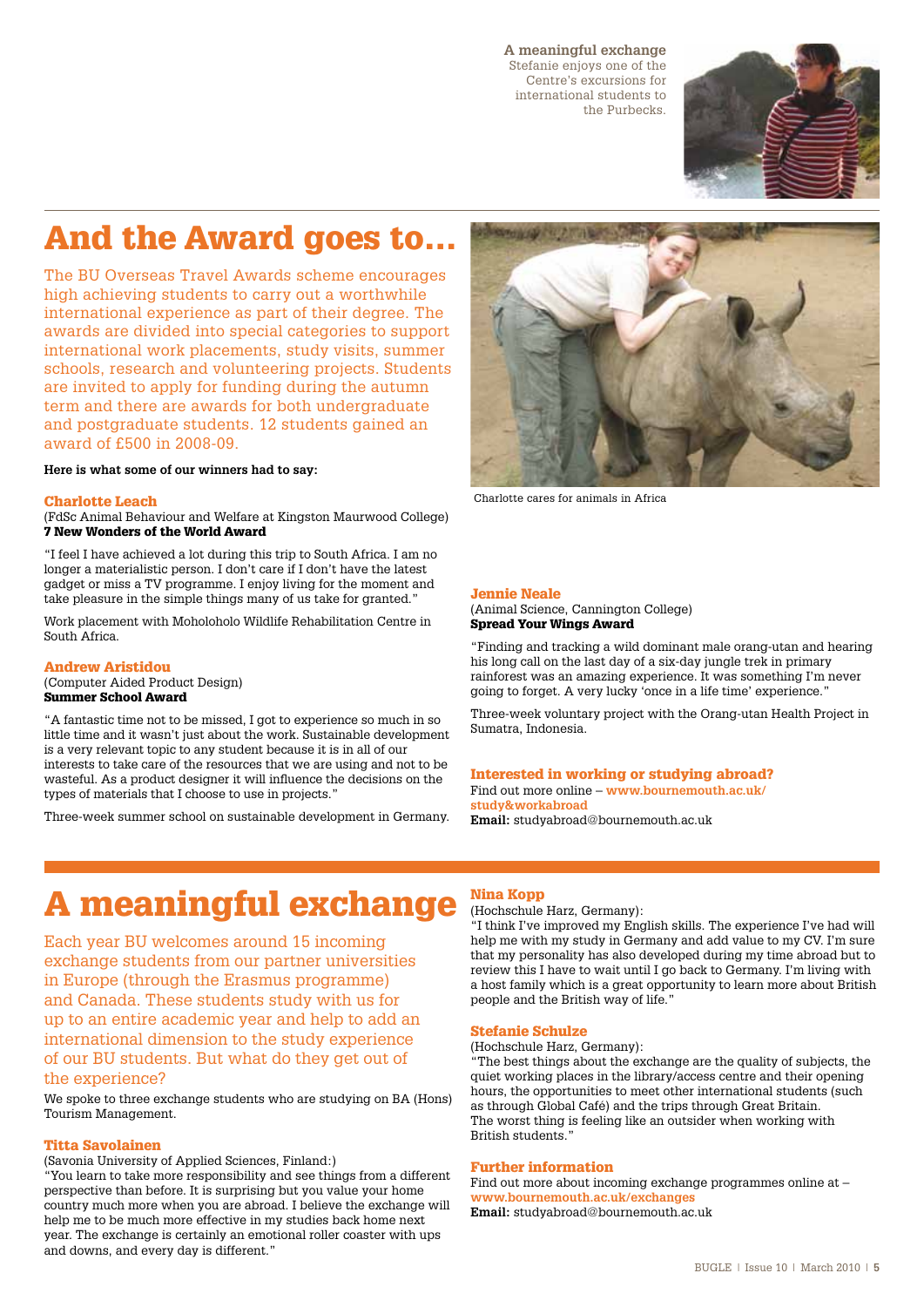**A meaningful exchange**
Stefanie enjoys one of the Centre's excursions for international students to the Purbecks.

# And the Award goes to…

The BU Overseas Travel Awards scheme encourages high achieving students to carry out a worthwhile international experience as part of their degree. The awards are divided into special categories to support international work placements, study visits, summer schools, research and volunteering projects. Students are invited to apply for funding during the autumn term and there are awards for both undergraduate and postgraduate students. 12 students gained an award of £500 in 2008-09.

**Here is what some of our winners had to say:**

### Charlotte Leach

(FdSc Animal Behaviour and Welfare at Kingston Maurwood College)
**7 New Wonders of the World Award**

"I feel I have achieved a lot during this trip to South Africa. I am no longer a materialistic person. I don't care if I don't have the latest gadget or miss a TV programme. I enjoy living for the moment and take pleasure in the simple things many of us take for granted."

Work placement with Moholoholo Wildlife Rehabilitation Centre in South Africa.

Charlotte cares for animals in Africa

### Andrew Aristidou

(Computer Aided Product Design)
**Summer School Award**

"A fantastic time not to be missed, I got to experience so much in so little time and it wasn't just about the work. Sustainable development is a very relevant topic to any student because it is in all of our interests to take care of the resources that we are using and not to be wasteful. As a product designer it will influence the decisions on the types of materials that I choose to use in projects."

Three-week summer school on sustainable development in Germany.

### Jennie Neale

(Animal Science, Cannington College)
**Spread Your Wings Award**

"Finding and tracking a wild dominant male orang-utan and hearing his long call on the last day of a six-day jungle trek in primary rainforest was an amazing experience. It was something I'm never going to forget. A very lucky 'once in a life time' experience."

Three-week voluntary project with the Orang-utan Health Project in Sumatra, Indonesia.

### Interested in working or studying abroad?

Find out more online – **www.bournemouth.ac.uk/study&workabroad**
**Email:** studyabroad@bournemouth.ac.uk

# A meaningful exchange

Each year BU welcomes around 15 incoming exchange students from our partner universities in Europe (through the Erasmus programme) and Canada. These students study with us for up to an entire academic year and help to add an international dimension to the study experience of our BU students. But what do they get out of the experience?

We spoke to three exchange students who are studying on BA (Hons) Tourism Management.

### Titta Savolainen

(Savonia University of Applied Sciences, Finland:)
"You learn to take more responsibility and see things from a different perspective than before. It is surprising but you value your home country much more when you are abroad. I believe the exchange will help me to be much more effective in my studies back home next year. The exchange is certainly an emotional roller coaster with ups and downs, and every day is different."

### Nina Kopp

(Hochschule Harz, Germany):
"I think I've improved my English skills. The experience I've had will help me with my study in Germany and add value to my CV. I'm sure that my personality has also developed during my time abroad but to review this I have to wait until I go back to Germany. I'm living with a host family which is a great opportunity to learn more about British people and the British way of life."

### Stefanie Schulze

(Hochschule Harz, Germany):
"The best things about the exchange are the quality of subjects, the quiet working places in the library/access centre and their opening hours, the opportunities to meet other international students (such as through Global Café) and the trips through Great Britain. The worst thing is feeling like an outsider when working with British students."

### Further information

Find out more about incoming exchange programmes online at – **www.bournemouth.ac.uk/exchanges**
**Email:** studyabroad@bournemouth.ac.uk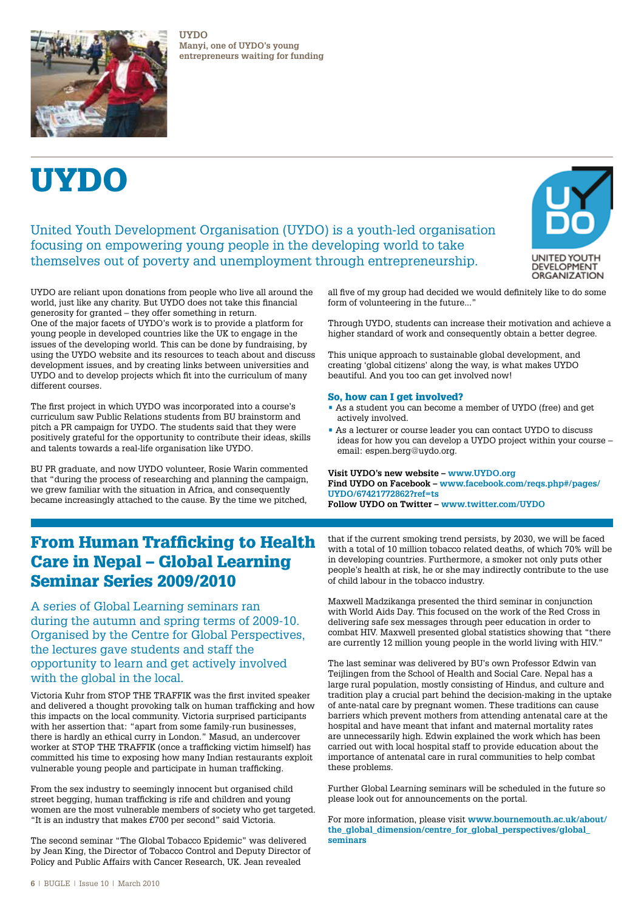UYDO
Manyi, one of UYDO's young entrepreneurs waiting for funding

# UYDO

United Youth Development Organisation (UYDO) is a youth-led organisation focusing on empowering young people in the developing world to take themselves out of poverty and unemployment through entrepreneurship.

UNITED YOUTH DEVELOPMENT ORGANIZATION

UYDO are reliant upon donations from people who live all around the world, just like any charity. But UYDO does not take this financial generosity for granted – they offer something in return.
One of the major facets of UYDO's work is to provide a platform for young people in developed countries like the UK to engage in the issues of the developing world. This can be done by fundraising, by using the UYDO website and its resources to teach about and discuss development issues, and by creating links between universities and UYDO and to develop projects which fit into the curriculum of many different courses.

The first project in which UYDO was incorporated into a course's curriculum saw Public Relations students from BU brainstorm and pitch a PR campaign for UYDO. The students said that they were positively grateful for the opportunity to contribute their ideas, skills and talents towards a real-life organisation like UYDO.

BU PR graduate, and now UYDO volunteer, Rosie Warin commented that "during the process of researching and planning the campaign, we grew familiar with the situation in Africa, and consequently became increasingly attached to the cause. By the time we pitched, all five of my group had decided we would definitely like to do some form of volunteering in the future..."

Through UYDO, students can increase their motivation and achieve a higher standard of work and consequently obtain a better degree.

This unique approach to sustainable global development, and creating 'global citizens' along the way, is what makes UYDO beautiful. And you too can get involved now!

### So, how can I get involved?

- As a student you can become a member of UYDO (free) and get actively involved.
- As a lecturer or course leader you can contact UYDO to discuss ideas for how you can develop a UYDO project within your course – email: espen.berg@uydo.org.

**Visit UYDO's new website – www.UYDO.org**
**Find UYDO on Facebook – www.facebook.com/reqs.php#/pages/UYDO/67421772862?ref=ts**
**Follow UYDO on Twitter – www.twitter.com/UYDO**

## From Human Trafficking to Health Care in Nepal – Global Learning Seminar Series 2009/2010

A series of Global Learning seminars ran during the autumn and spring terms of 2009-10. Organised by the Centre for Global Perspectives, the lectures gave students and staff the opportunity to learn and get actively involved with the global in the local.

Victoria Kuhr from STOP THE TRAFFIK was the first invited speaker and delivered a thought provoking talk on human trafficking and how this impacts on the local community. Victoria surprised participants with her assertion that: "apart from some family-run businesses, there is hardly an ethical curry in London." Masud, an undercover worker at STOP THE TRAFFIK (once a trafficking victim himself) has committed his time to exposing how many Indian restaurants exploit vulnerable young people and participate in human trafficking.

From the sex industry to seemingly innocent but organised child street begging, human trafficking is rife and children and young women are the most vulnerable members of society who get targeted. "It is an industry that makes £700 per second" said Victoria.

The second seminar "The Global Tobacco Epidemic" was delivered by Jean King, the Director of Tobacco Control and Deputy Director of Policy and Public Affairs with Cancer Research, UK. Jean revealed that if the current smoking trend persists, by 2030, we will be faced with a total of 10 million tobacco related deaths, of which 70% will be in developing countries. Furthermore, a smoker not only puts other people's health at risk, he or she may indirectly contribute to the use of child labour in the tobacco industry.

Maxwell Madzikanga presented the third seminar in conjunction with World Aids Day. This focused on the work of the Red Cross in delivering safe sex messages through peer education in order to combat HIV. Maxwell presented global statistics showing that "there are currently 12 million young people in the world living with HIV."

The last seminar was delivered by BU's own Professor Edwin van Teijlingen from the School of Health and Social Care. Nepal has a large rural population, mostly consisting of Hindus, and culture and tradition play a crucial part behind the decision-making in the uptake of ante-natal care by pregnant women. These traditions can cause barriers which prevent mothers from attending antenatal care at the hospital and have meant that infant and maternal mortality rates are unnecessarily high. Edwin explained the work which has been carried out with local hospital staff to provide education about the importance of antenatal care in rural communities to help combat these problems.

Further Global Learning seminars will be scheduled in the future so please look out for announcements on the portal.

For more information, please visit **www.bournemouth.ac.uk/about/the_global_dimension/centre_for_global_perspectives/global_seminars**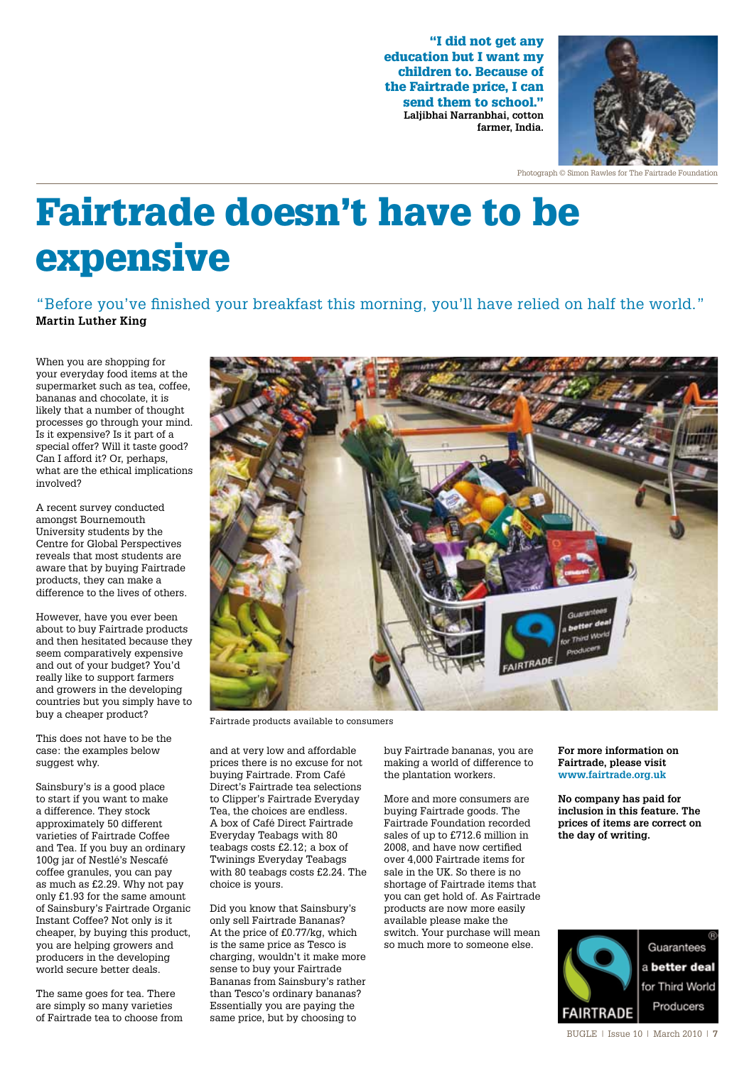**"I did not get any education but I want my children to. Because of the Fairtrade price, I can send them to school."**
**Laljibhai Narranbhai, cotton farmer, India.**

Photograph © Simon Rawles for The Fairtrade Foundation

# Fairtrade doesn't have to be expensive

"Before you've finished your breakfast this morning, you'll have relied on half the world."
**Martin Luther King**

When you are shopping for your everyday food items at the supermarket such as tea, coffee, bananas and chocolate, it is likely that a number of thought processes go through your mind. Is it expensive? Is it part of a special offer? Will it taste good? Can I afford it? Or, perhaps, what are the ethical implications involved?

A recent survey conducted amongst Bournemouth University students by the Centre for Global Perspectives reveals that most students are aware that by buying Fairtrade products, they can make a difference to the lives of others.

However, have you ever been about to buy Fairtrade products and then hesitated because they seem comparatively expensive and out of your budget? You'd really like to support farmers and growers in the developing countries but you simply have to buy a cheaper product?

This does not have to be the case: the examples below suggest why.

Sainsbury's is a good place to start if you want to make a difference. They stock approximately 50 different varieties of Fairtrade Coffee and Tea. If you buy an ordinary 100g jar of Nestlé's Nescafé coffee granules, you can pay as much as £2.29. Why not pay only £1.93 for the same amount of Sainsbury's Fairtrade Organic Instant Coffee? Not only is it cheaper, by buying this product, you are helping growers and producers in the developing world secure better deals.

The same goes for tea. There are simply so many varieties of Fairtrade tea to choose from and at very low and affordable prices there is no excuse for not buying Fairtrade. From Café Direct's Fairtrade tea selections to Clipper's Fairtrade Everyday Tea, the choices are endless. A box of Café Direct Fairtrade Everyday Teabags with 80 teabags costs £2.12; a box of Twinings Everyday Teabags with 80 teabags costs £2.24. The choice is yours.

Fairtrade products available to consumers

Did you know that Sainsbury's only sell Fairtrade Bananas? At the price of £0.77/kg, which is the same price as Tesco is charging, wouldn't it make more sense to buy your Fairtrade Bananas from Sainsbury's rather than Tesco's ordinary bananas? Essentially you are paying the same price, but by choosing to buy Fairtrade bananas, you are making a world of difference to the plantation workers.

More and more consumers are buying Fairtrade goods. The Fairtrade Foundation recorded sales of up to £712.6 million in 2008, and have now certified over 4,000 Fairtrade items for sale in the UK. So there is no shortage of Fairtrade items that you can get hold of. As Fairtrade products are now more easily available please make the switch. Your purchase will mean so much more to someone else.

**For more information on Fairtrade, please visit www.fairtrade.org.uk**

**No company has paid for inclusion in this feature. The prices of items are correct on the day of writing.**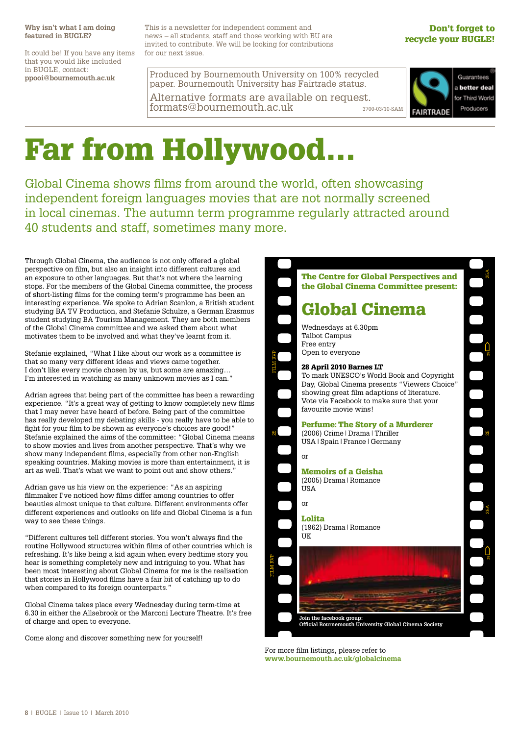**Why isn't what I am doing featured in BUGLE?**

It could be! If you have any items that you would like included in BUGLE, contact:
**ppooi@bournemouth.ac.uk**

This is a newsletter for independent comment and news – all students, staff and those working with BU are invited to contribute. We will be looking for contributions for our next issue.

**Don't forget to recycle your BUGLE!**

Produced by Bournemouth University on 100% recycled paper. Bournemouth University has Fairtrade status.

Alternative formats are available on request.
formats@bournemouth.ac.uk

3700-03/10-SAM

FAIRTRADE Guarantees a **better deal** for Third World Producers

# Far from Hollywood...

Global Cinema shows films from around the world, often showcasing independent foreign languages movies that are not normally screened in local cinemas. The autumn term programme regularly attracted around 40 students and staff, sometimes many more.

Through Global Cinema, the audience is not only offered a global perspective on film, but also an insight into different cultures and an exposure to other languages. But that's not where the learning stops. For the members of the Global Cinema committee, the process of short-listing films for the coming term's programme has been an interesting experience. We spoke to Adrian Scanlon, a British student studying BA TV Production, and Stefanie Schulze, a German Erasmus student studying BA Tourism Management. They are both members of the Global Cinema committee and we asked them about what motivates them to be involved and what they've learnt from it.

Stefanie explained, "What I like about our work as a committee is that so many very different ideas and views came together. I don't like every movie chosen by us, but some are amazing… I'm interested in watching as many unknown movies as I can."

Adrian agrees that being part of the committee has been a rewarding experience. "It's a great way of getting to know completely new films that I may never have heard of before. Being part of the committee has really developed my debating skills - you really have to be able to fight for your film to be shown as everyone's choices are good!" Stefanie explained the aims of the committee: "Global Cinema means to show movies and lives from another perspective. That's why we show many independent films, especially from other non-English speaking countries. Making movies is more than entertainment, it is art as well. That's what we want to point out and show others."

Adrian gave us his view on the experience: "As an aspiring filmmaker I've noticed how films differ among countries to offer beauties almost unique to that culture. Different environments offer different experiences and outlooks on life and Global Cinema is a fun way to see these things.

"Different cultures tell different stories. You won't always find the routine Hollywood structures within films of other countries which is refreshing. It's like being a kid again when every bedtime story you hear is something completely new and intriguing to you. What has been most interesting about Global Cinema for me is the realisation that stories in Hollywood films have a fair bit of catching up to do when compared to its foreign counterparts."

Global Cinema takes place every Wednesday during term-time at 6.30 in either the Allsebrook or the Marconi Lecture Theatre. It's free of charge and open to everyone.

Come along and discover something new for yourself!

**The Centre for Global Perspectives and the Global Cinema Committee present:**

## Global Cinema

Wednesdays at 6.30pm
Talbot Campus
Free entry
Open to everyone

**28 April 2010 Barnes LT**
To mark UNESCO's World Book and Copyright Day, Global Cinema presents "Viewers Choice" showing great film adaptions of literature. Vote via Facebook to make sure that your favourite movie wins!

**Perfume: The Story of a Murderer**
(2006) Crime | Drama | Thriller
USA | Spain | France | Germany

or

**Memoirs of a Geisha**
(2005) Drama | Romance
USA

or

**Lolita**
(1962) Drama | Romance
UK

**Join the facebook group:**
**Official Bournemouth University Global Cinema Society**

For more film listings, please refer to
**www.bournemouth.ac.uk/globalcinema**